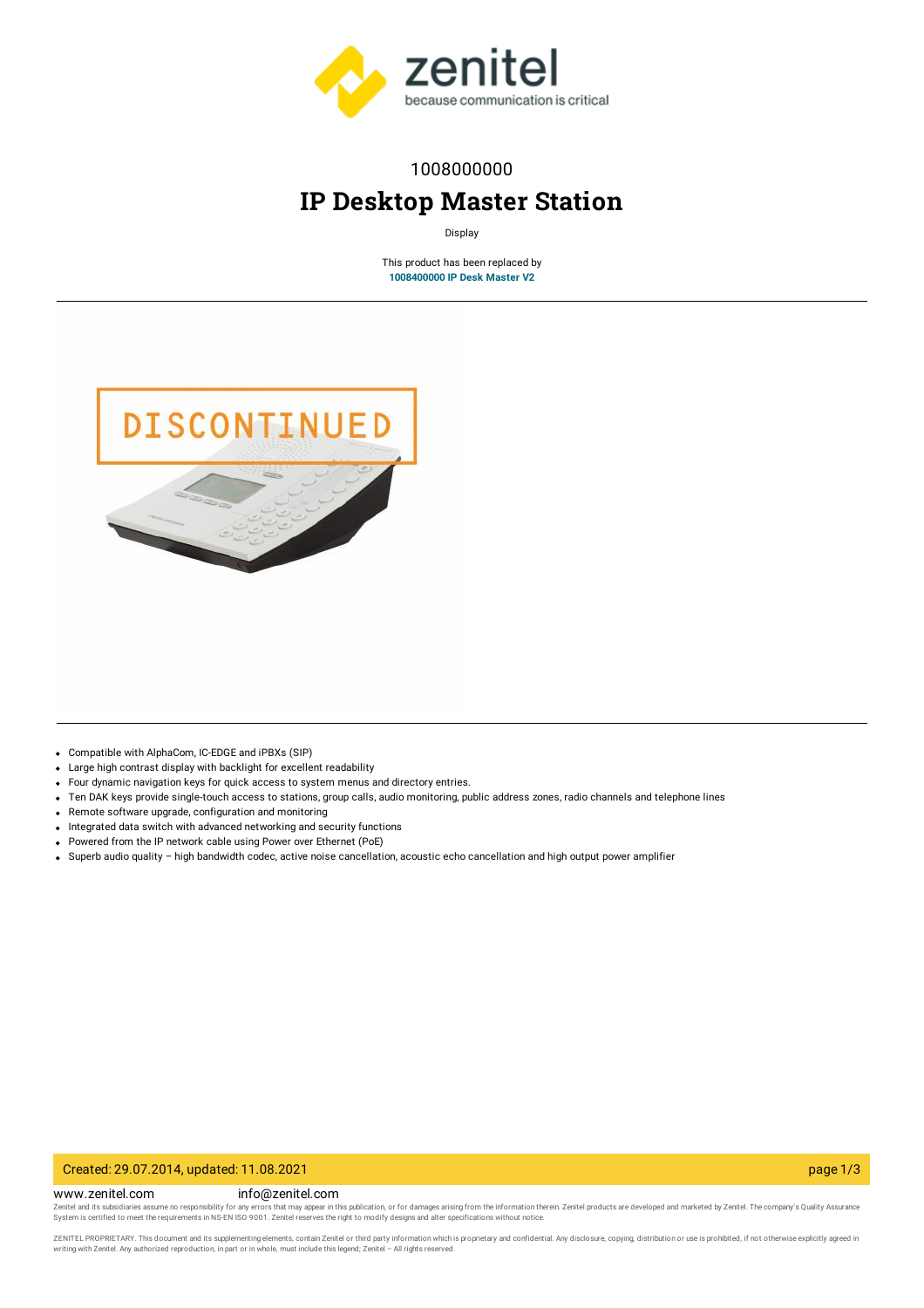1008000000

# IP Desktop Master Station

Display

This product has been replaced by
**1008400000 IP Desk Master V2**

- Compatible with AlphaCom, IC-EDGE and iPBXs (SIP)
- Large high contrast display with backlight for excellent readability
- Four dynamic navigation keys for quick access to system menus and directory entries.
- Ten DAK keys provide single-touch access to stations, group calls, audio monitoring, public address zones, radio channels and telephone lines
- Remote software upgrade, configuration and monitoring
- Integrated data switch with advanced networking and security functions
- Powered from the IP network cable using Power over Ethernet (PoE)
- Superb audio quality – high bandwidth codec, active noise cancellation, acoustic echo cancellation and high output power amplifier

Created: 29.07.2014, updated: 11.08.2021

www.zenitel.com info@zenitel.com

Zenitel and its subsidiaries assume no responsibility for any errors that may appear in this publication, or for damages arising from the information therein. Zenitel products are developed and marketed by Zenitel. The company's Quality Assurance System is certified to meet the requirements in NS-EN ISO 9001. Zenitel reserves the right to modify designs and alter specifications without notice.

ZENITEL PROPRIETARY. This document and its supplementing elements, contain Zenitel or third party information which is proprietary and confidential. Any disclosure, copying, distribution or use is prohibited, if not otherwise explicitly agreed in writing with Zenitel. Any authorized reproduction, in part or in whole, must include this legend; Zenitel – All rights reserved.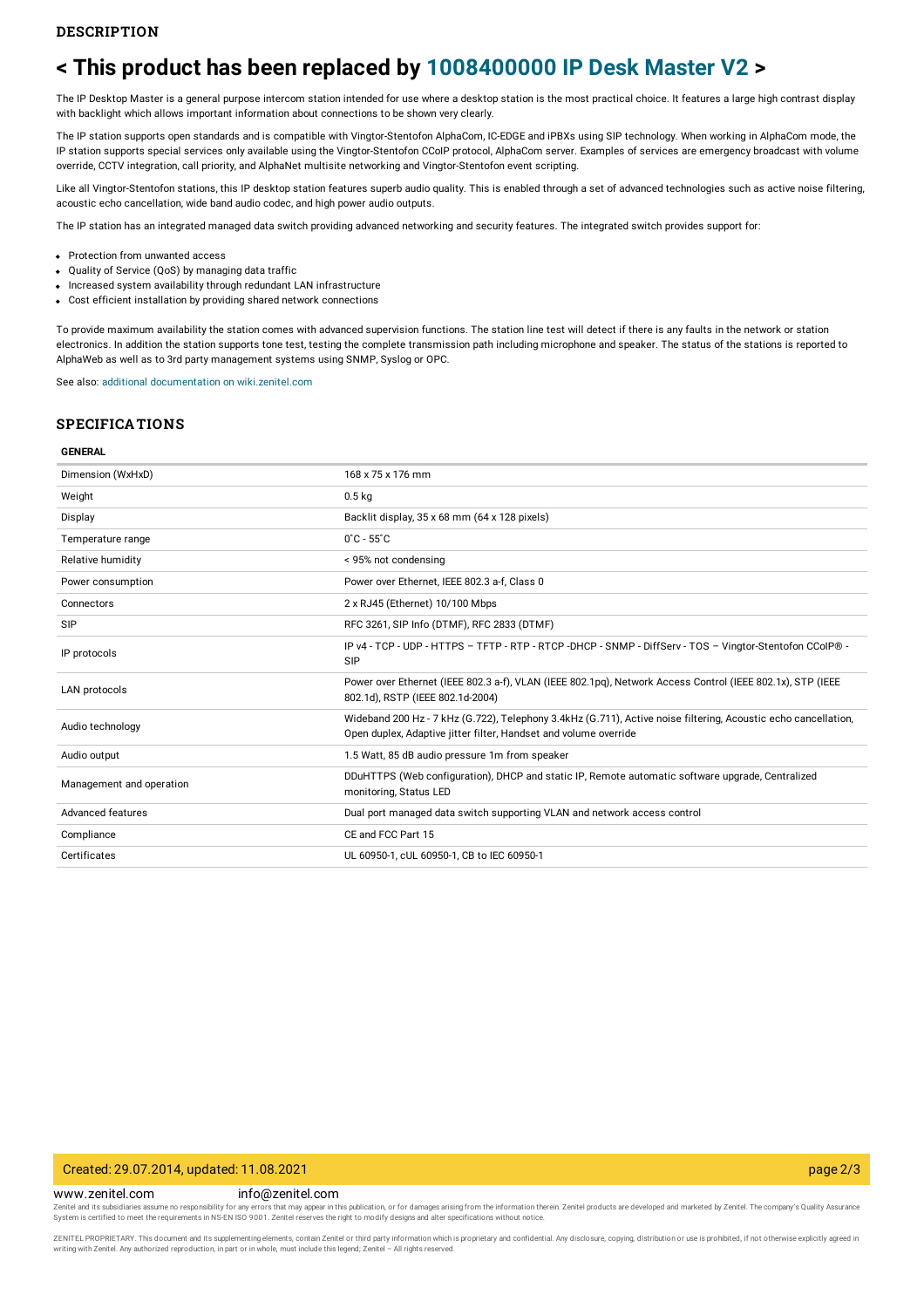## DESCRIPTION

# < This product has been replaced by 1008400000 IP Desk Master V2 >

The IP Desktop Master is a general purpose intercom station intended for use where a desktop station is the most practical choice. It features a large high contrast display with backlight which allows important information about connections to be shown very clearly.

The IP station supports open standards and is compatible with Vingtor-Stentofon AlphaCom, IC-EDGE and iPBXs using SIP technology. When working in AlphaCom mode, the IP station supports special services only available using the Vingtor-Stentofon CCoIP protocol, AlphaCom server. Examples of services are emergency broadcast with volume override, CCTV integration, call priority, and AlphaNet multisite networking and Vingtor-Stentofon event scripting.

Like all Vingtor-Stentofon stations, this IP desktop station features superb audio quality. This is enabled through a set of advanced technologies such as active noise filtering, acoustic echo cancellation, wide band audio codec, and high power audio outputs.

The IP station has an integrated managed data switch providing advanced networking and security features. The integrated switch provides support for:

- Protection from unwanted access
- Quality of Service (QoS) by managing data traffic
- Increased system availability through redundant LAN infrastructure
- Cost efficient installation by providing shared network connections

To provide maximum availability the station comes with advanced supervision functions. The station line test will detect if there is any faults in the network or station electronics. In addition the station supports tone test, testing the complete transmission path including microphone and speaker. The status of the stations is reported to AlphaWeb as well as to 3rd party management systems using SNMP, Syslog or OPC.

See also: additional documentation on wiki.zenitel.com

## SPECIFICATIONS

### GENERAL

| | |
|---|---|
| Dimension (WxHxD) | 168 x 75 x 176 mm |
| Weight | 0.5 kg |
| Display | Backlit display, 35 x 68 mm (64 x 128 pixels) |
| Temperature range | 0˚C - 55˚C |
| Relative humidity | < 95% not condensing |
| Power consumption | Power over Ethernet, IEEE 802.3 a-f, Class 0 |
| Connectors | 2 x RJ45 (Ethernet) 10/100 Mbps |
| SIP | RFC 3261, SIP Info (DTMF), RFC 2833 (DTMF) |
| IP protocols | IP v4 - TCP - UDP - HTTPS – TFTP - RTP - RTCP -DHCP - SNMP - DiffServ - TOS – Vingtor-Stentofon CCoIP® - SIP |
| LAN protocols | Power over Ethernet (IEEE 802.3 a-f), VLAN (IEEE 802.1pq), Network Access Control (IEEE 802.1x), STP (IEEE 802.1d), RSTP (IEEE 802.1d-2004) |
| Audio technology | Wideband 200 Hz - 7 kHz (G.722), Telephony 3.4kHz (G.711), Active noise filtering, Acoustic echo cancellation, Open duplex, Adaptive jitter filter, Handset and volume override |
| Audio output | 1.5 Watt, 85 dB audio pressure 1m from speaker |
| Management and operation | DDuHTTPS (Web configuration), DHCP and static IP, Remote automatic software upgrade, Centralized monitoring, Status LED |
| Advanced features | Dual port managed data switch supporting VLAN and network access control |
| Compliance | CE and FCC Part 15 |
| Certificates | UL 60950-1, cUL 60950-1, CB to IEC 60950-1 |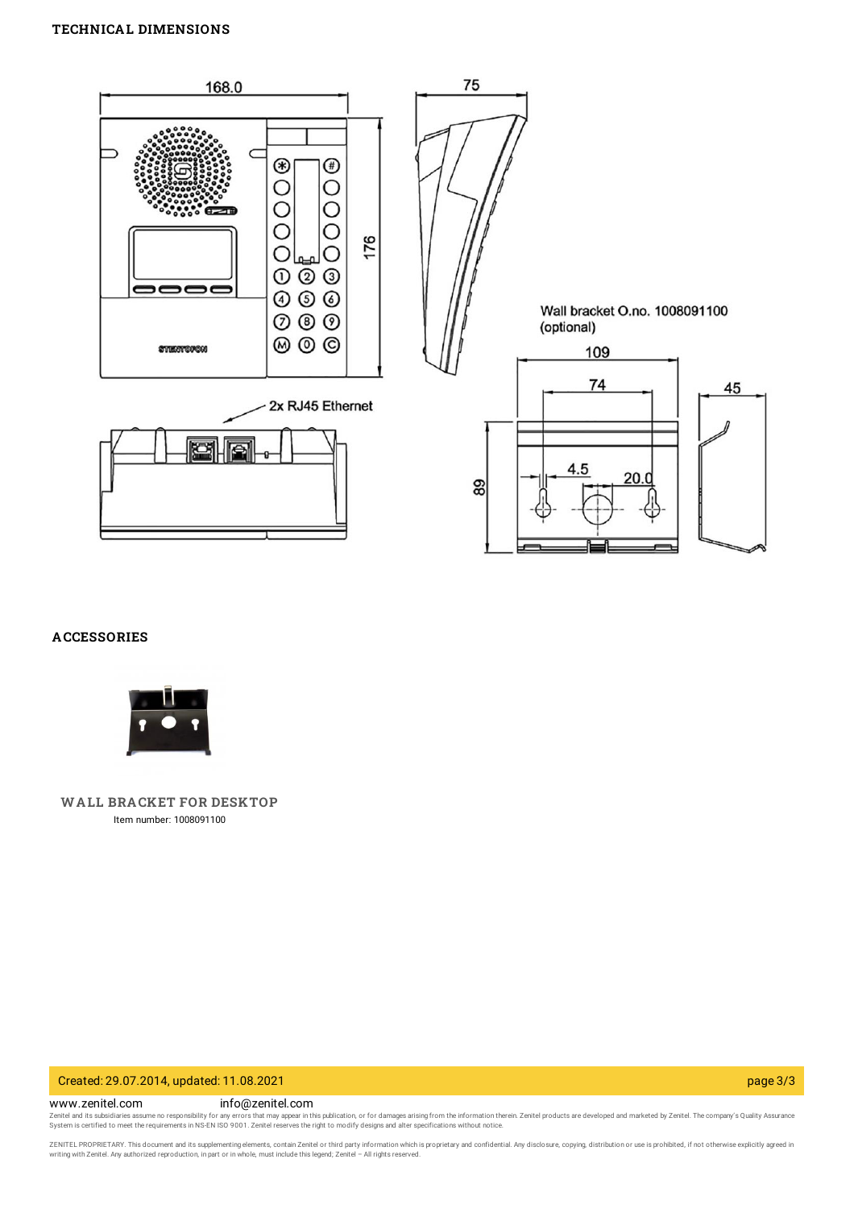## TECHNICAL DIMENSIONS

168.0

176

75

2x RJ45 Ethernet

Wall bracket O.no. 1008091100 (optional)

109

74

45

4.5

20.0

89

## ACCESSORIES

**WALL BRACKET FOR DESKTOP**

Item number: 1008091100

Created: 29.07.2014, updated: 11.08.2021

www.zenitel.com info@zenitel.com

Zenitel and its subsidiaries assume no responsibility for any errors that may appear in this publication, or for damages arising from the information therein. Zenitel products are developed and marketed by Zenitel. The company's Quality Assurance System is certified to meet the requirements in NS-EN ISO 9001. Zenitel reserves the right to modify designs and alter specifications without notice.

ZENITEL PROPRIETARY. This document and its supplementing elements, contain Zenitel or third party information which is proprietary and confidential. Any disclosure, copying, distribution or use is prohibited, if not otherwise explicitly agreed in writing with Zenitel. Any authorized reproduction, in part or in whole, must include this legend; Zenitel – All rights reserved.